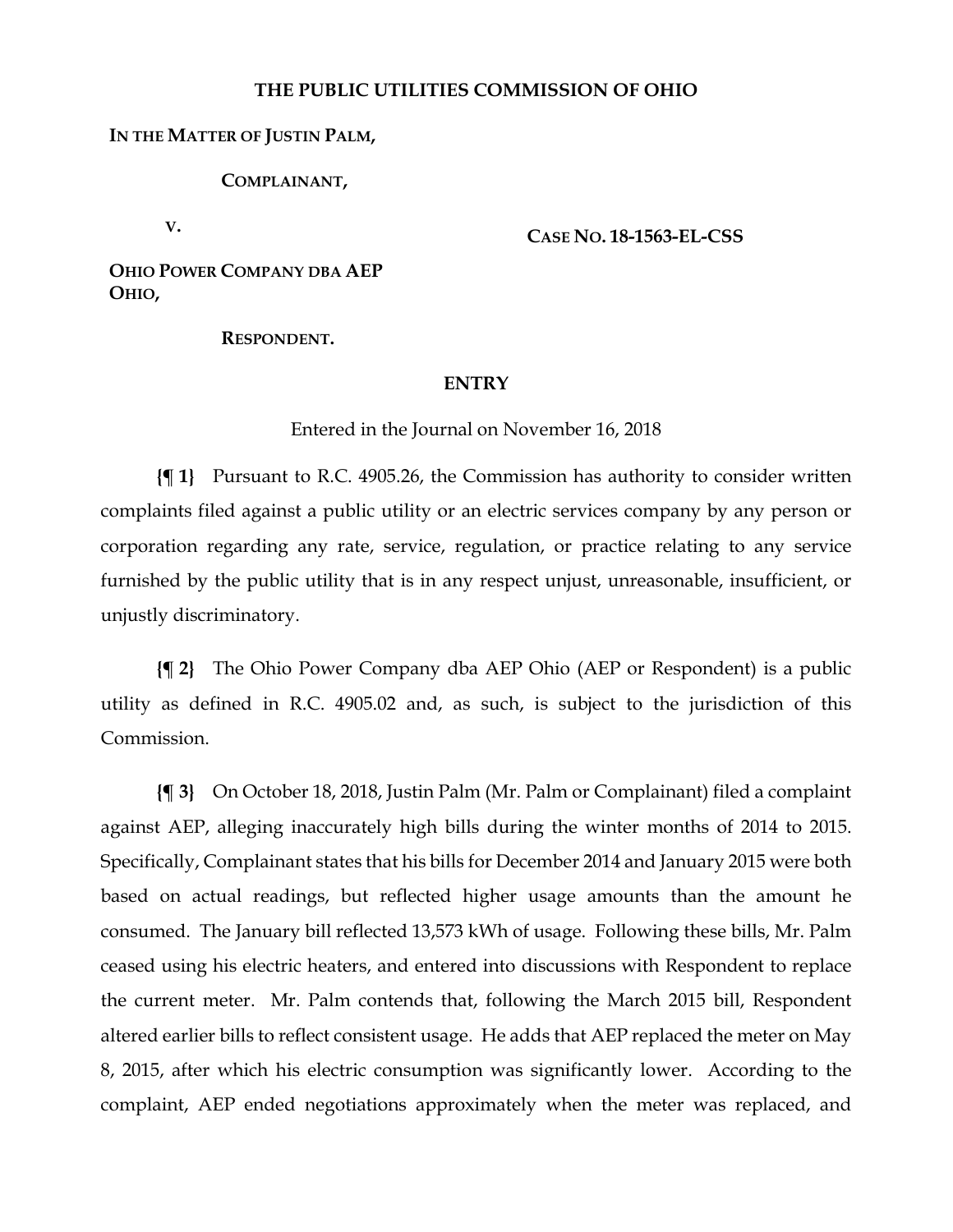**THE PUBLIC UTILITIES COMMISSION OF OHIO**

**IN THE MATTER OF JUSTIN PALM,**

**COMPLAINANT,**

**V.**

**CASE NO. 18-1563-EL-CSS**

**OHIO POWER COMPANY DBA AEP OHIO,**

**RESPONDENT.**

**ENTRY**

Entered in the Journal on November 16, 2018

**{¶ 1}** Pursuant to R.C. 4905.26, the Commission has authority to consider written complaints filed against a public utility or an electric services company by any person or corporation regarding any rate, service, regulation, or practice relating to any service furnished by the public utility that is in any respect unjust, unreasonable, insufficient, or unjustly discriminatory.

**{¶ 2}** The Ohio Power Company dba AEP Ohio (AEP or Respondent) is a public utility as defined in R.C. 4905.02 and, as such, is subject to the jurisdiction of this Commission.

**{¶ 3}** On October 18, 2018, Justin Palm (Mr. Palm or Complainant) filed a complaint against AEP, alleging inaccurately high bills during the winter months of 2014 to 2015. Specifically, Complainant states that his bills for December 2014 and January 2015 were both based on actual readings, but reflected higher usage amounts than the amount he consumed. The January bill reflected 13,573 kWh of usage. Following these bills, Mr. Palm ceased using his electric heaters, and entered into discussions with Respondent to replace the current meter. Mr. Palm contends that, following the March 2015 bill, Respondent altered earlier bills to reflect consistent usage. He adds that AEP replaced the meter on May 8, 2015, after which his electric consumption was significantly lower. According to the complaint, AEP ended negotiations approximately when the meter was replaced, and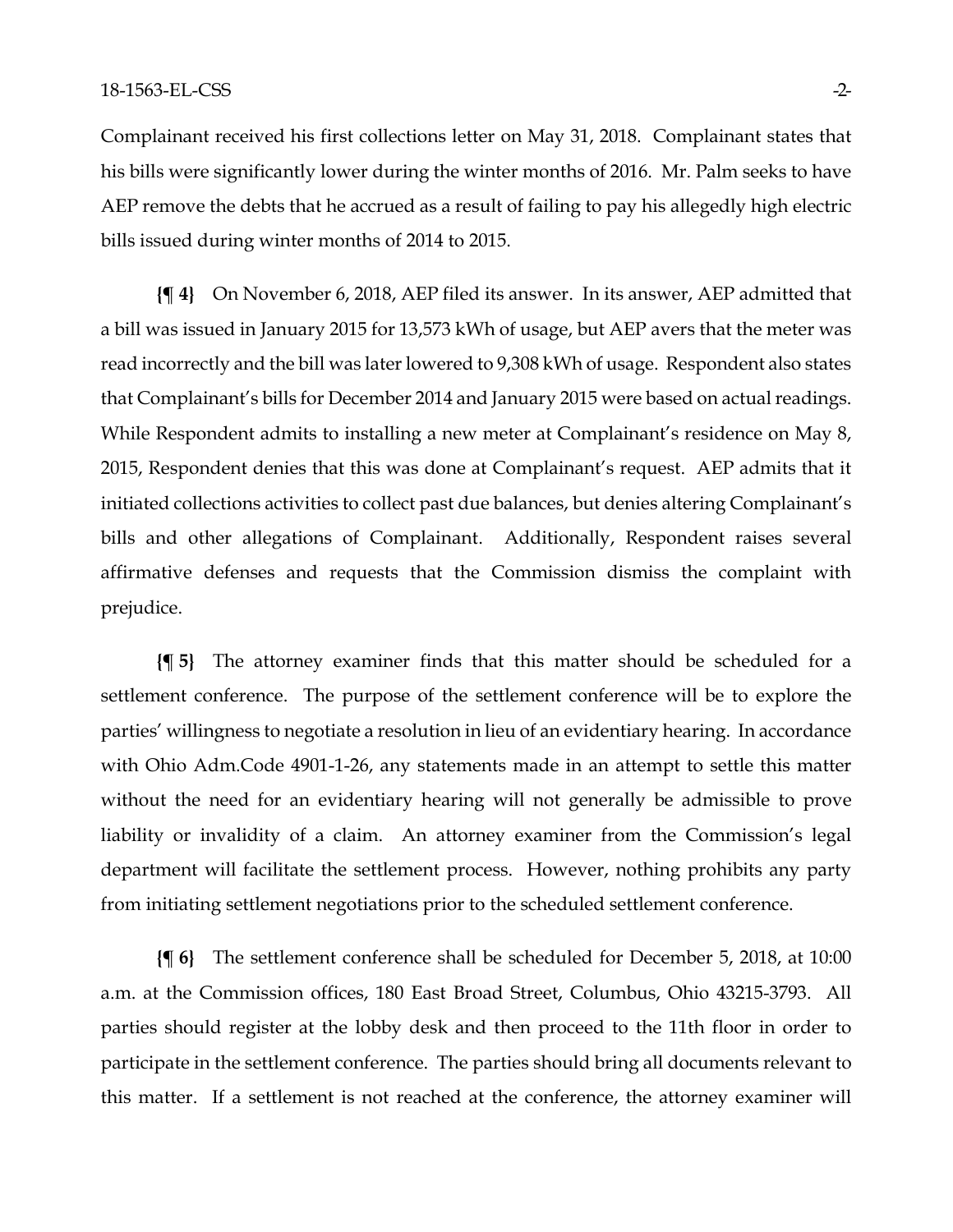Complainant received his first collections letter on May 31, 2018. Complainant states that his bills were significantly lower during the winter months of 2016. Mr. Palm seeks to have AEP remove the debts that he accrued as a result of failing to pay his allegedly high electric bills issued during winter months of 2014 to 2015.

**{¶ 4}** On November 6, 2018, AEP filed its answer. In its answer, AEP admitted that a bill was issued in January 2015 for 13,573 kWh of usage, but AEP avers that the meter was read incorrectly and the bill was later lowered to 9,308 kWh of usage. Respondent also states that Complainant's bills for December 2014 and January 2015 were based on actual readings. While Respondent admits to installing a new meter at Complainant's residence on May 8, 2015, Respondent denies that this was done at Complainant's request. AEP admits that it initiated collections activities to collect past due balances, but denies altering Complainant's bills and other allegations of Complainant. Additionally, Respondent raises several affirmative defenses and requests that the Commission dismiss the complaint with prejudice.

**{¶ 5}** The attorney examiner finds that this matter should be scheduled for a settlement conference. The purpose of the settlement conference will be to explore the parties' willingness to negotiate a resolution in lieu of an evidentiary hearing. In accordance with Ohio Adm.Code 4901-1-26, any statements made in an attempt to settle this matter without the need for an evidentiary hearing will not generally be admissible to prove liability or invalidity of a claim. An attorney examiner from the Commission's legal department will facilitate the settlement process. However, nothing prohibits any party from initiating settlement negotiations prior to the scheduled settlement conference.

**{¶ 6}** The settlement conference shall be scheduled for December 5, 2018, at 10:00 a.m. at the Commission offices, 180 East Broad Street, Columbus, Ohio 43215-3793. All parties should register at the lobby desk and then proceed to the 11th floor in order to participate in the settlement conference. The parties should bring all documents relevant to this matter. If a settlement is not reached at the conference, the attorney examiner will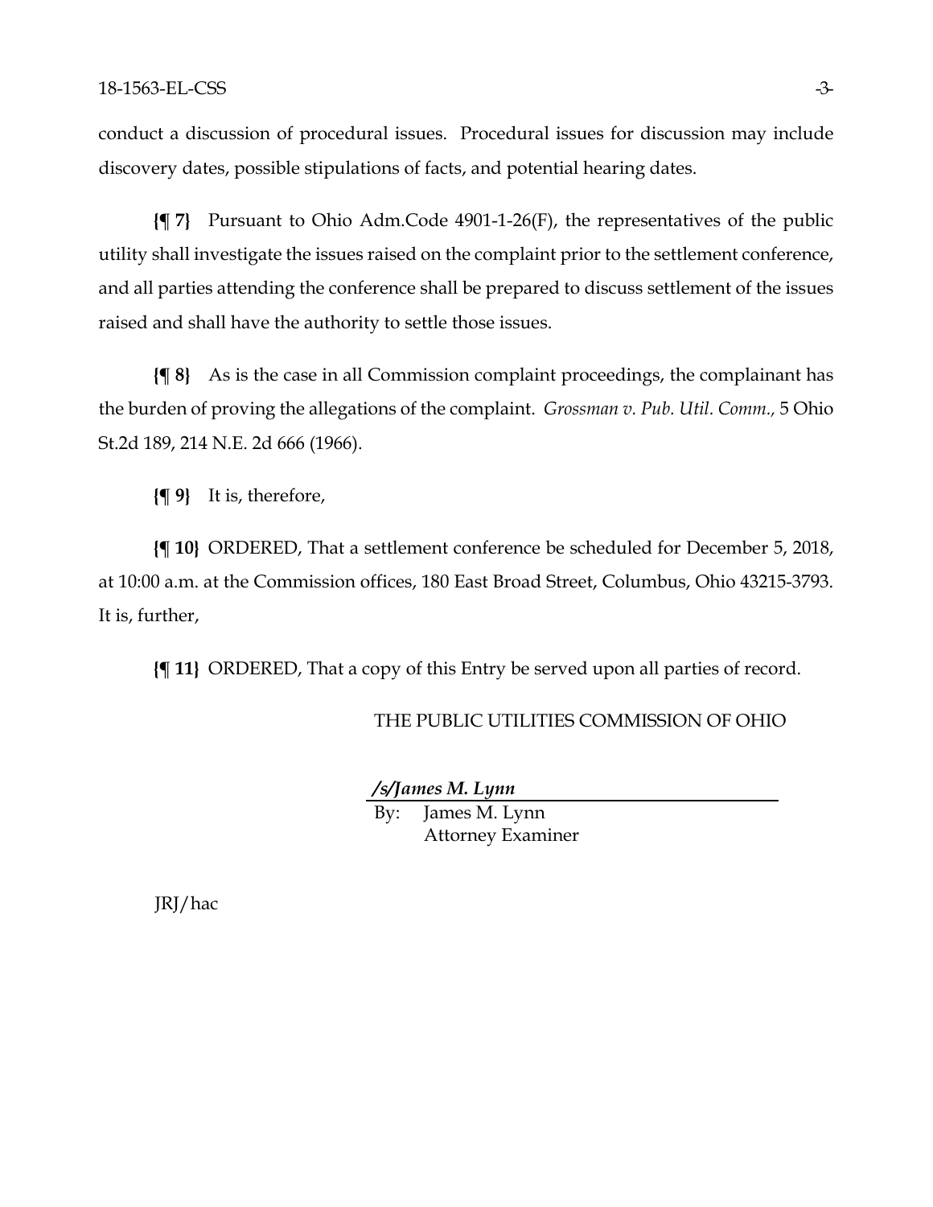conduct a discussion of procedural issues. Procedural issues for discussion may include discovery dates, possible stipulations of facts, and potential hearing dates.

**{¶ 7}** Pursuant to Ohio Adm.Code 4901-1-26(F), the representatives of the public utility shall investigate the issues raised on the complaint prior to the settlement conference, and all parties attending the conference shall be prepared to discuss settlement of the issues raised and shall have the authority to settle those issues.

**{¶ 8}** As is the case in all Commission complaint proceedings, the complainant has the burden of proving the allegations of the complaint. *Grossman v. Pub. Util. Comm.,* 5 Ohio St.2d 189, 214 N.E. 2d 666 (1966).

**{¶ 9}** It is, therefore,

**{¶ 10}** ORDERED, That a settlement conference be scheduled for December 5, 2018, at 10:00 a.m. at the Commission offices, 180 East Broad Street, Columbus, Ohio 43215-3793. It is, further,

**{¶ 11}** ORDERED, That a copy of this Entry be served upon all parties of record.

THE PUBLIC UTILITIES COMMISSION OF OHIO

***/s/James M. Lynn***

By: James M. Lynn
Attorney Examiner

JRJ/hac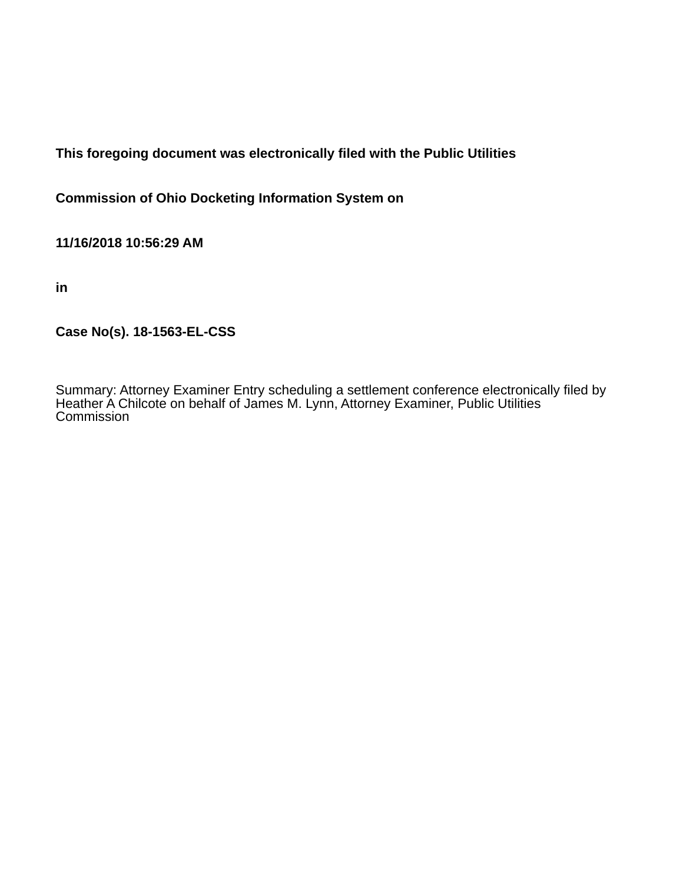**This foregoing document was electronically filed with the Public Utilities**

**Commission of Ohio Docketing Information System on**

**11/16/2018 10:56:29 AM**

**in**

**Case No(s). 18-1563-EL-CSS**

Summary: Attorney Examiner Entry scheduling a settlement conference electronically filed by Heather A Chilcote on behalf of James M. Lynn, Attorney Examiner, Public Utilities Commission